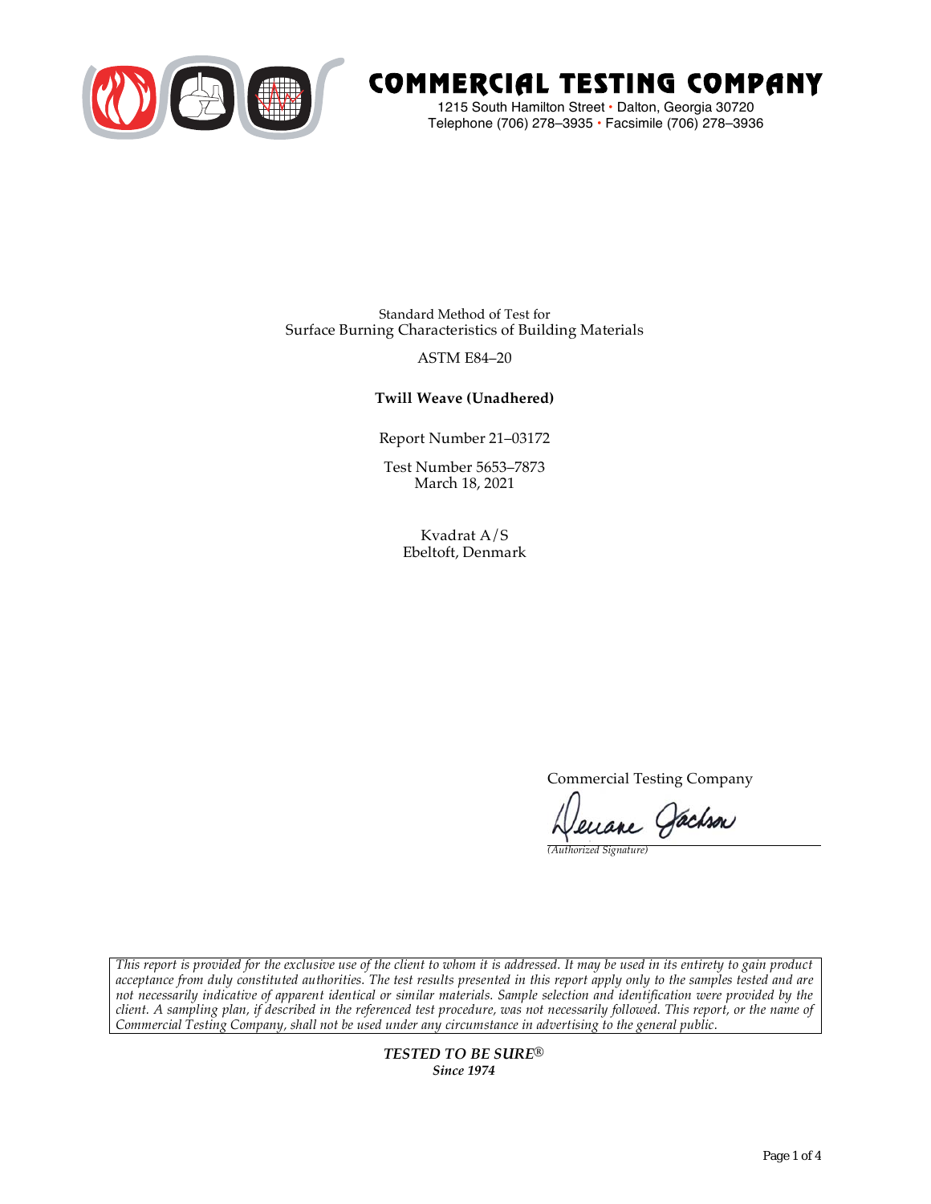# COMMERCIAL TESTING COMPANY

1215 South Hamilton Street • Dalton, Georgia 30720
Telephone (706) 278–3935 • Facsimile (706) 278–3936

Standard Method of Test for
Surface Burning Characteristics of Building Materials

ASTM E84–20

**Twill Weave (Unadhered)**

Report Number 21–03172

Test Number 5653–7873
March 18, 2021

Kvadrat A/S
Ebeltoft, Denmark

Commercial Testing Company

*(Authorized Signature)*

*This report is provided for the exclusive use of the client to whom it is addressed. It may be used in its entirety to gain product acceptance from duly constituted authorities. The test results presented in this report apply only to the samples tested and are not necessarily indicative of apparent identical or similar materials. Sample selection and identification were provided by the client. A sampling plan, if described in the referenced test procedure, was not necessarily followed. This report, or the name of Commercial Testing Company, shall not be used under any circumstance in advertising to the general public.*

***TESTED TO BE SURE®***
***Since 1974***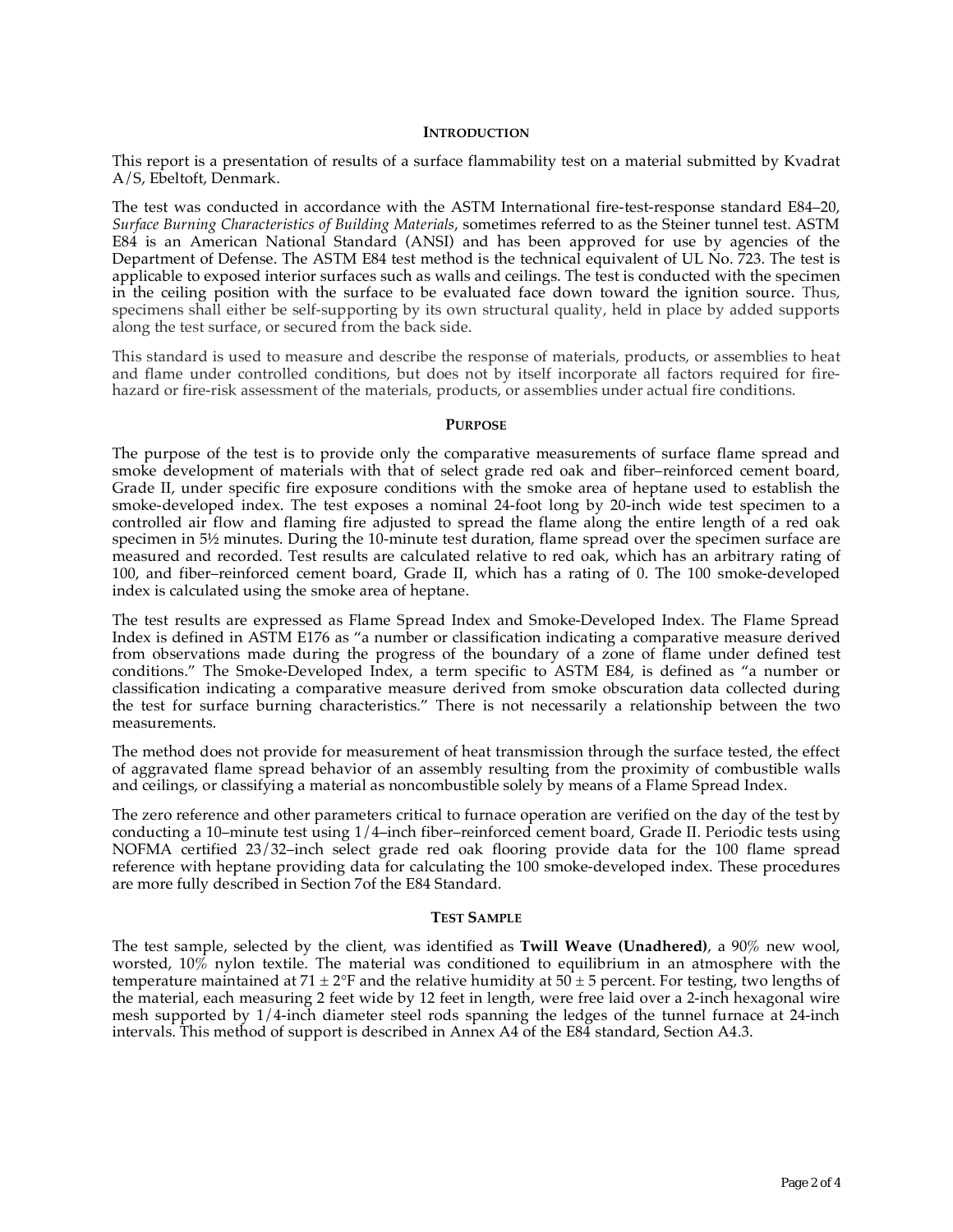## INTRODUCTION

This report is a presentation of results of a surface flammability test on a material submitted by Kvadrat A/S, Ebeltoft, Denmark.

The test was conducted in accordance with the ASTM International fire-test-response standard E84–20, *Surface Burning Characteristics of Building Materials*, sometimes referred to as the Steiner tunnel test. ASTM E84 is an American National Standard (ANSI) and has been approved for use by agencies of the Department of Defense. The ASTM E84 test method is the technical equivalent of UL No. 723. The test is applicable to exposed interior surfaces such as walls and ceilings. The test is conducted with the specimen in the ceiling position with the surface to be evaluated face down toward the ignition source. Thus, specimens shall either be self-supporting by its own structural quality, held in place by added supports along the test surface, or secured from the back side.

This standard is used to measure and describe the response of materials, products, or assemblies to heat and flame under controlled conditions, but does not by itself incorporate all factors required for fire-hazard or fire-risk assessment of the materials, products, or assemblies under actual fire conditions.

## PURPOSE

The purpose of the test is to provide only the comparative measurements of surface flame spread and smoke development of materials with that of select grade red oak and fiber–reinforced cement board, Grade II, under specific fire exposure conditions with the smoke area of heptane used to establish the smoke-developed index. The test exposes a nominal 24-foot long by 20-inch wide test specimen to a controlled air flow and flaming fire adjusted to spread the flame along the entire length of a red oak specimen in 5½ minutes. During the 10-minute test duration, flame spread over the specimen surface are measured and recorded. Test results are calculated relative to red oak, which has an arbitrary rating of 100, and fiber–reinforced cement board, Grade II, which has a rating of 0. The 100 smoke-developed index is calculated using the smoke area of heptane.

The test results are expressed as Flame Spread Index and Smoke-Developed Index. The Flame Spread Index is defined in ASTM E176 as "a number or classification indicating a comparative measure derived from observations made during the progress of the boundary of a zone of flame under defined test conditions." The Smoke-Developed Index, a term specific to ASTM E84, is defined as "a number or classification indicating a comparative measure derived from smoke obscuration data collected during the test for surface burning characteristics." There is not necessarily a relationship between the two measurements.

The method does not provide for measurement of heat transmission through the surface tested, the effect of aggravated flame spread behavior of an assembly resulting from the proximity of combustible walls and ceilings, or classifying a material as noncombustible solely by means of a Flame Spread Index.

The zero reference and other parameters critical to furnace operation are verified on the day of the test by conducting a 10–minute test using 1/4–inch fiber–reinforced cement board, Grade II. Periodic tests using NOFMA certified 23/32–inch select grade red oak flooring provide data for the 100 flame spread reference with heptane providing data for calculating the 100 smoke-developed index. These procedures are more fully described in Section 7of the E84 Standard.

## TEST SAMPLE

The test sample, selected by the client, was identified as **Twill Weave (Unadhered)**, a 90% new wool, worsted, 10% nylon textile. The material was conditioned to equilibrium in an atmosphere with the temperature maintained at 71 ± 2°F and the relative humidity at 50 ± 5 percent. For testing, two lengths of the material, each measuring 2 feet wide by 12 feet in length, were free laid over a 2-inch hexagonal wire mesh supported by 1/4-inch diameter steel rods spanning the ledges of the tunnel furnace at 24-inch intervals. This method of support is described in Annex A4 of the E84 standard, Section A4.3.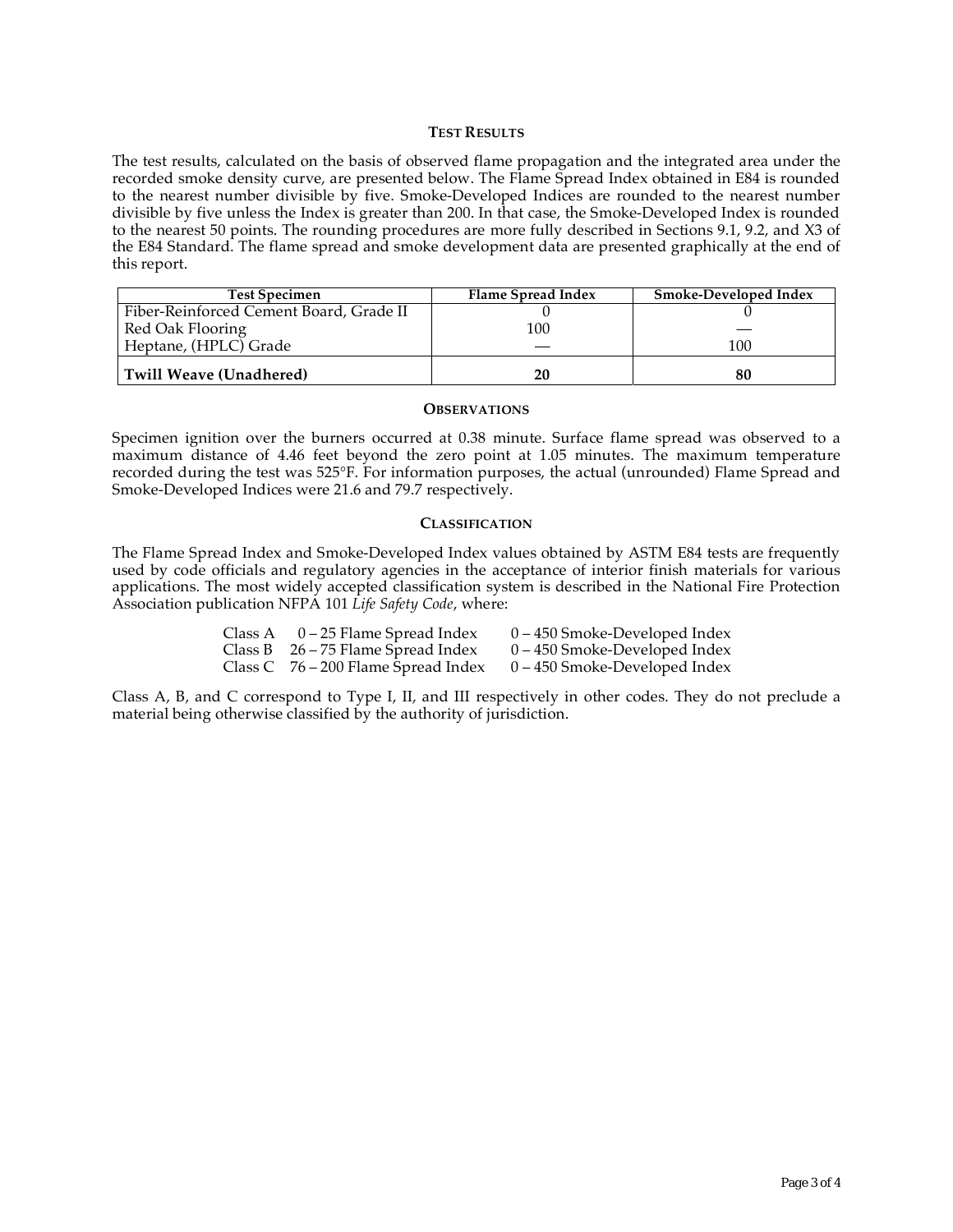## TEST RESULTS

The test results, calculated on the basis of observed flame propagation and the integrated area under the recorded smoke density curve, are presented below. The Flame Spread Index obtained in E84 is rounded to the nearest number divisible by five. Smoke-Developed Indices are rounded to the nearest number divisible by five unless the Index is greater than 200. In that case, the Smoke-Developed Index is rounded to the nearest 50 points. The rounding procedures are more fully described in Sections 9.1, 9.2, and X3 of the E84 Standard. The flame spread and smoke development data are presented graphically at the end of this report.

| Test Specimen | Flame Spread Index | Smoke-Developed Index |
|---|---|---|
| Fiber-Reinforced Cement Board, Grade II | 0 | 0 |
| Red Oak Flooring | 100 | — |
| Heptane, (HPLC) Grade | — | 100 |
| **Twill Weave (Unadhered)** | **20** | **80** |

## OBSERVATIONS

Specimen ignition over the burners occurred at 0.38 minute. Surface flame spread was observed to a maximum distance of 4.46 feet beyond the zero point at 1.05 minutes. The maximum temperature recorded during the test was 525°F. For information purposes, the actual (unrounded) Flame Spread and Smoke-Developed Indices were 21.6 and 79.7 respectively.

## CLASSIFICATION

The Flame Spread Index and Smoke-Developed Index values obtained by ASTM E84 tests are frequently used by code officials and regulatory agencies in the acceptance of interior finish materials for various applications. The most widely accepted classification system is described in the National Fire Protection Association publication NFPA 101 *Life Safety Code*, where:

| | | |
|---|---|---|
| Class A | 0 – 25 Flame Spread Index | 0 – 450 Smoke-Developed Index |
| Class B | 26 – 75 Flame Spread Index | 0 – 450 Smoke-Developed Index |
| Class C | 76 – 200 Flame Spread Index | 0 – 450 Smoke-Developed Index |

Class A, B, and C correspond to Type I, II, and III respectively in other codes. They do not preclude a material being otherwise classified by the authority of jurisdiction.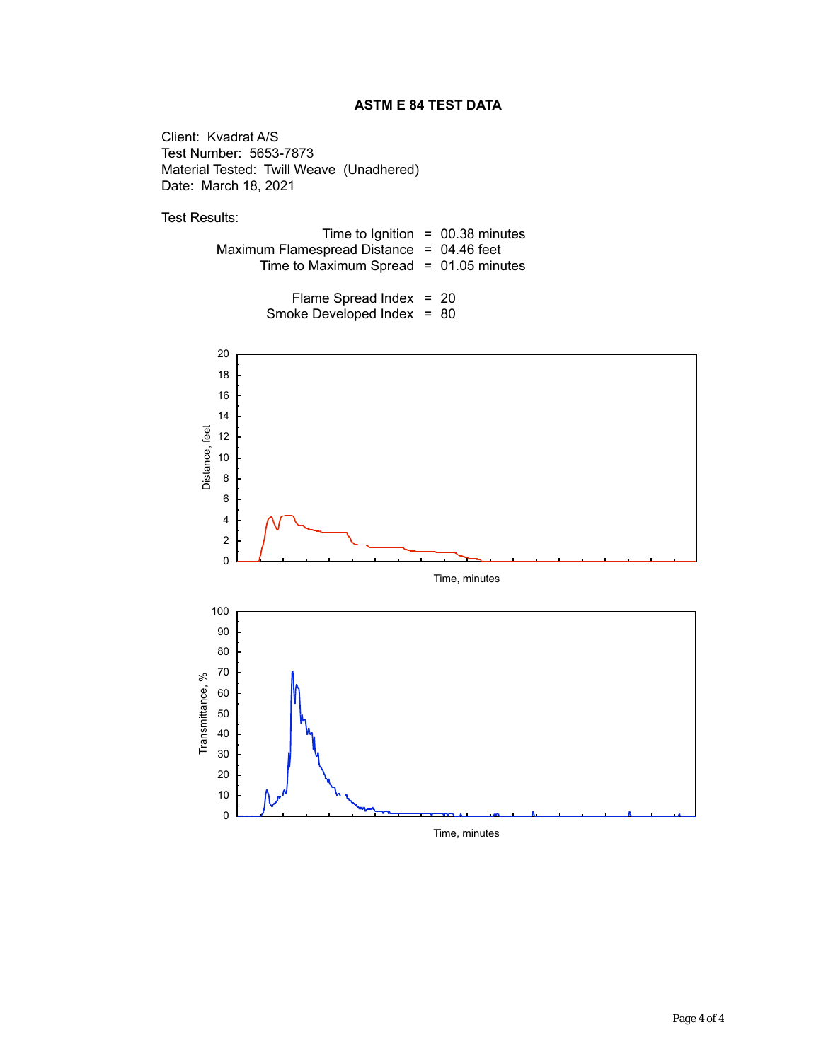# ASTM E 84 TEST DATA

Client: Kvadrat A/S
Test Number: 5653-7873
Material Tested: Twill Weave (Unadhered)
Date: March 18, 2021

Test Results:

Time to Ignition = 00.38 minutes
Maximum Flamespread Distance = 04.46 feet
Time to Maximum Spread = 01.05 minutes

Flame Spread Index = 20
Smoke Developed Index = 80

Distance, feet

20
18
16
14
12
10
8
6
4
2
0

Time, minutes

Transmittance, %

100
90
80
70
60
50
40
30
20
10
0

Time, minutes